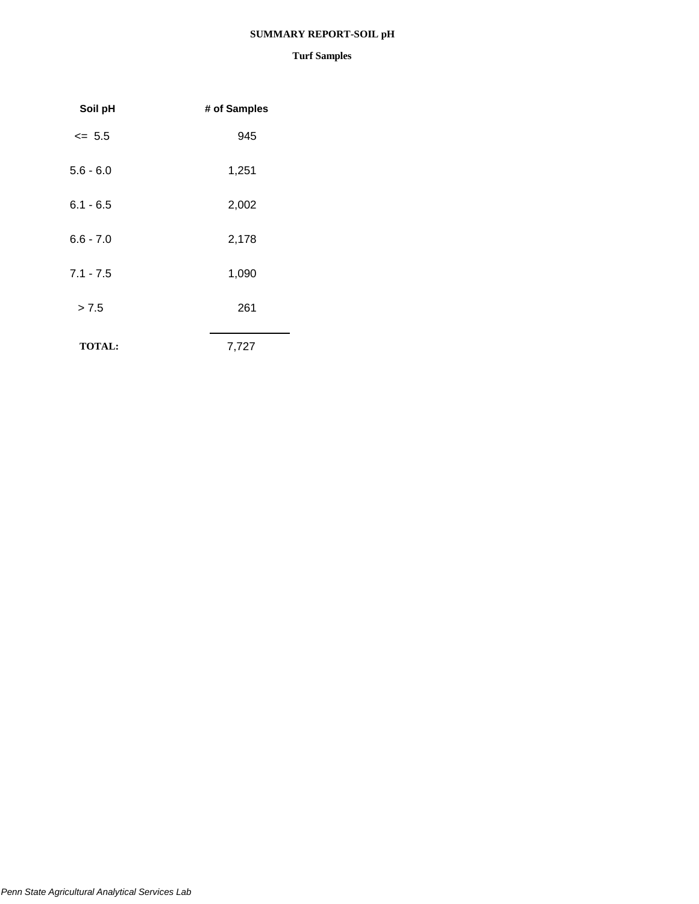# SUMMARY REPORT-SOIL pH

## Turf Samples

| Soil pH | # of Samples |
|---|---|
| <= 5.5 | 945 |
| 5.6 - 6.0 | 1,251 |
| 6.1 - 6.5 | 2,002 |
| 6.6 - 7.0 | 2,178 |
| 7.1 - 7.5 | 1,090 |
| > 7.5 | 261 |
| **TOTAL:** | 7,727 |

*Penn State Agricultural Analytical Services Lab*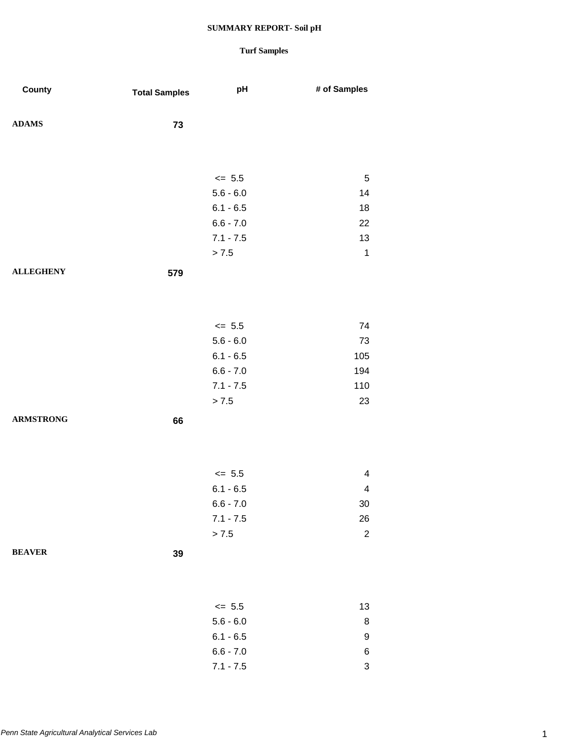# SUMMARY REPORT- Soil pH

## Turf Samples

| County | Total Samples | pH | # of Samples |
|---|---|---|---|
| **ADAMS** | **73** | | |
| | | <= 5.5 | 5 |
| | | 5.6 - 6.0 | 14 |
| | | 6.1 - 6.5 | 18 |
| | | 6.6 - 7.0 | 22 |
| | | 7.1 - 7.5 | 13 |
| | | > 7.5 | 1 |
| **ALLEGHENY** | **579** | | |
| | | <= 5.5 | 74 |
| | | 5.6 - 6.0 | 73 |
| | | 6.1 - 6.5 | 105 |
| | | 6.6 - 7.0 | 194 |
| | | 7.1 - 7.5 | 110 |
| | | > 7.5 | 23 |
| **ARMSTRONG** | **66** | | |
| | | <= 5.5 | 4 |
| | | 6.1 - 6.5 | 4 |
| | | 6.6 - 7.0 | 30 |
| | | 7.1 - 7.5 | 26 |
| | | > 7.5 | 2 |
| **BEAVER** | **39** | | |
| | | <= 5.5 | 13 |
| | | 5.6 - 6.0 | 8 |
| | | 6.1 - 6.5 | 9 |
| | | 6.6 - 7.0 | 6 |
| | | 7.1 - 7.5 | 3 |

*Penn State Agricultural Analytical Services Lab*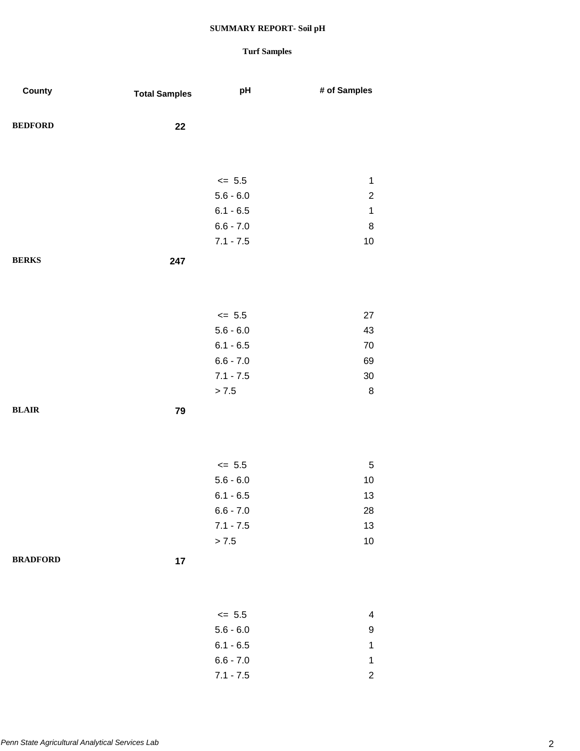# SUMMARY REPORT- Soil pH

## Turf Samples

| County | Total Samples | pH | # of Samples |
|---|---|---|---|
| BEDFORD | 22 | | |
| | | <= 5.5 | 1 |
| | | 5.6 - 6.0 | 2 |
| | | 6.1 - 6.5 | 1 |
| | | 6.6 - 7.0 | 8 |
| | | 7.1 - 7.5 | 10 |
| BERKS | 247 | | |
| | | <= 5.5 | 27 |
| | | 5.6 - 6.0 | 43 |
| | | 6.1 - 6.5 | 70 |
| | | 6.6 - 7.0 | 69 |
| | | 7.1 - 7.5 | 30 |
| | | > 7.5 | 8 |
| BLAIR | 79 | | |
| | | <= 5.5 | 5 |
| | | 5.6 - 6.0 | 10 |
| | | 6.1 - 6.5 | 13 |
| | | 6.6 - 7.0 | 28 |
| | | 7.1 - 7.5 | 13 |
| | | > 7.5 | 10 |
| BRADFORD | 17 | | |
| | | <= 5.5 | 4 |
| | | 5.6 - 6.0 | 9 |
| | | 6.1 - 6.5 | 1 |
| | | 6.6 - 7.0 | 1 |
| | | 7.1 - 7.5 | 2 |

*Penn State Agricultural Analytical Services Lab*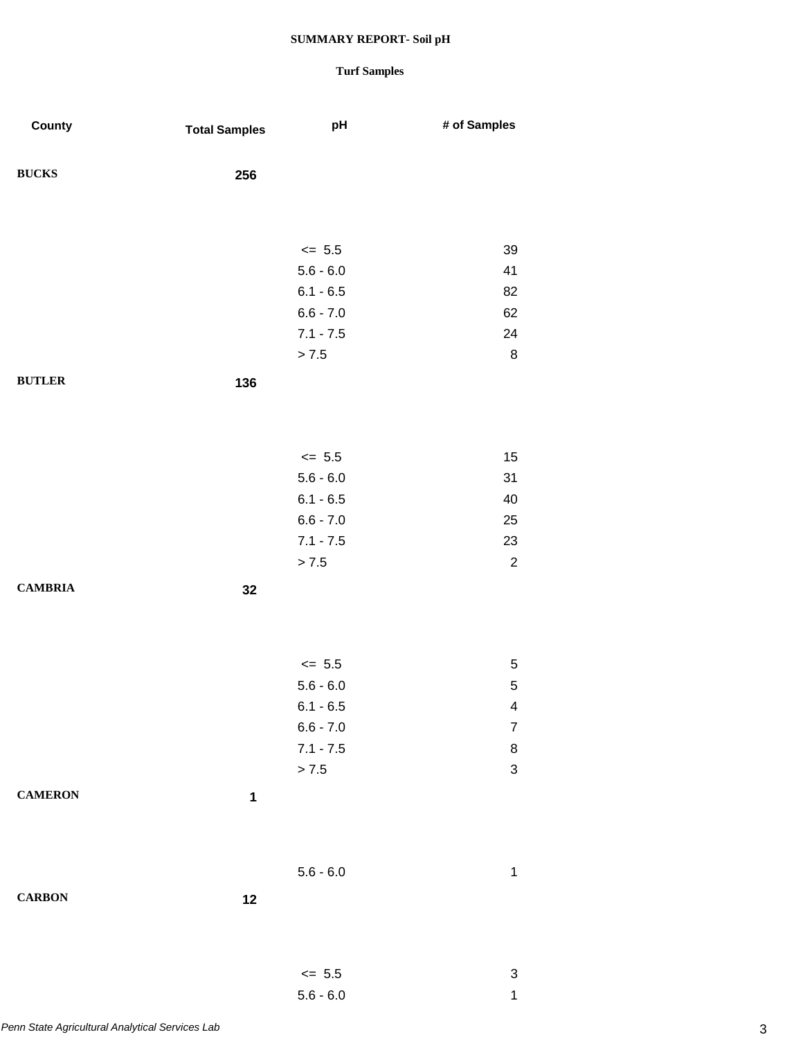**SUMMARY REPORT- Soil pH**

**Turf Samples**

| County | Total Samples | pH | # of Samples |
|---|---|---|---|
| **BUCKS** | **256** | | |
| | | <= 5.5 | 39 |
| | | 5.6 - 6.0 | 41 |
| | | 6.1 - 6.5 | 82 |
| | | 6.6 - 7.0 | 62 |
| | | 7.1 - 7.5 | 24 |
| | | > 7.5 | 8 |
| **BUTLER** | **136** | | |
| | | <= 5.5 | 15 |
| | | 5.6 - 6.0 | 31 |
| | | 6.1 - 6.5 | 40 |
| | | 6.6 - 7.0 | 25 |
| | | 7.1 - 7.5 | 23 |
| | | > 7.5 | 2 |
| **CAMBRIA** | **32** | | |
| | | <= 5.5 | 5 |
| | | 5.6 - 6.0 | 5 |
| | | 6.1 - 6.5 | 4 |
| | | 6.6 - 7.0 | 7 |
| | | 7.1 - 7.5 | 8 |
| | | > 7.5 | 3 |
| **CAMERON** | **1** | | |
| | | 5.6 - 6.0 | 1 |
| **CARBON** | **12** | | |
| | | <= 5.5 | 3 |
| | | 5.6 - 6.0 | 1 |

*Penn State Agricultural Analytical Services Lab*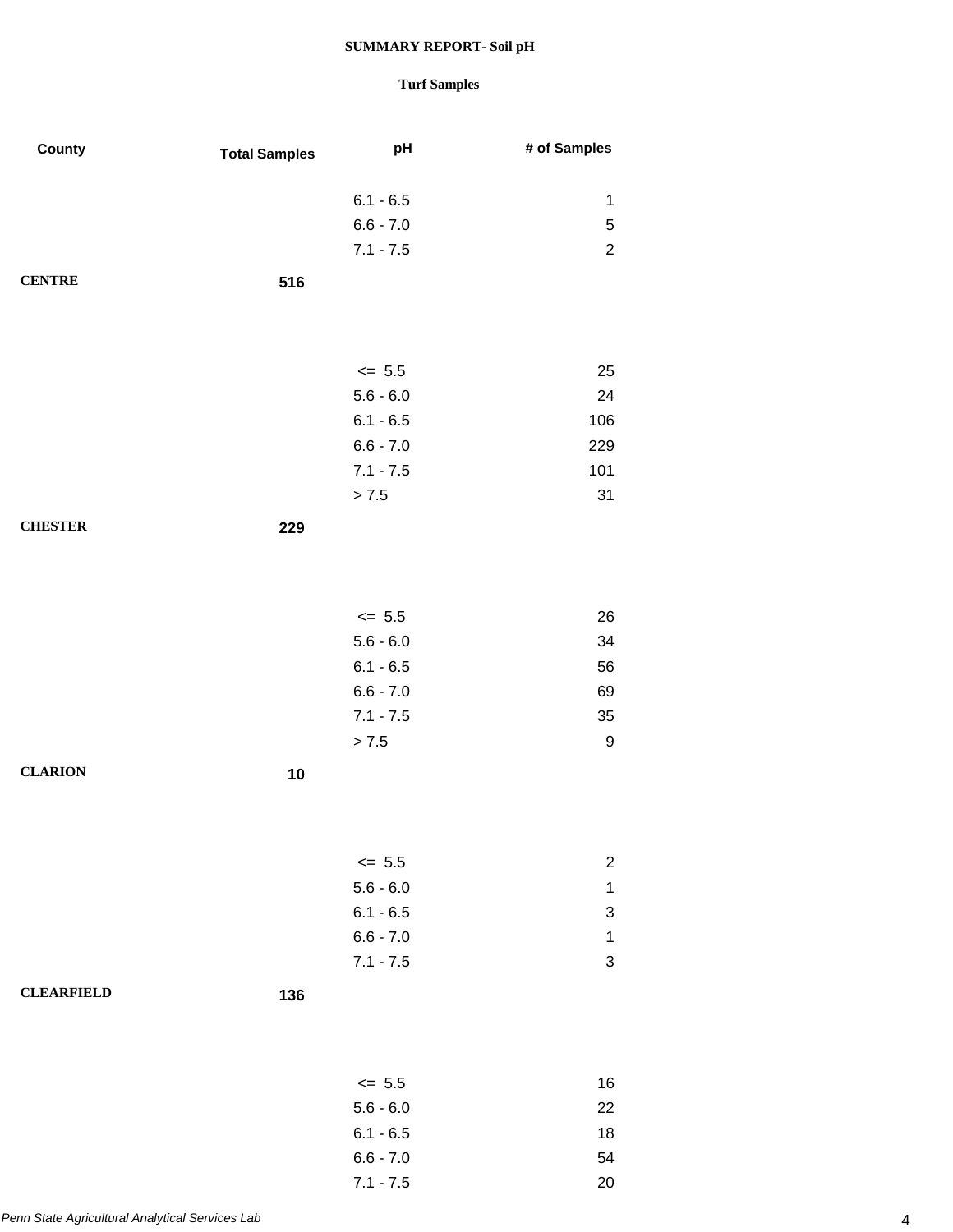**SUMMARY REPORT- Soil pH**

**Turf Samples**

| County | Total Samples | pH | # of Samples |
|---|---|---|---|
| | | 6.1 - 6.5 | 1 |
| | | 6.6 - 7.0 | 5 |
| | | 7.1 - 7.5 | 2 |
| **CENTRE** | **516** | | |
| | | <= 5.5 | 25 |
| | | 5.6 - 6.0 | 24 |
| | | 6.1 - 6.5 | 106 |
| | | 6.6 - 7.0 | 229 |
| | | 7.1 - 7.5 | 101 |
| | | > 7.5 | 31 |
| **CHESTER** | **229** | | |
| | | <= 5.5 | 26 |
| | | 5.6 - 6.0 | 34 |
| | | 6.1 - 6.5 | 56 |
| | | 6.6 - 7.0 | 69 |
| | | 7.1 - 7.5 | 35 |
| | | > 7.5 | 9 |
| **CLARION** | **10** | | |
| | | <= 5.5 | 2 |
| | | 5.6 - 6.0 | 1 |
| | | 6.1 - 6.5 | 3 |
| | | 6.6 - 7.0 | 1 |
| | | 7.1 - 7.5 | 3 |
| **CLEARFIELD** | **136** | | |
| | | <= 5.5 | 16 |
| | | 5.6 - 6.0 | 22 |
| | | 6.1 - 6.5 | 18 |
| | | 6.6 - 7.0 | 54 |
| | | 7.1 - 7.5 | 20 |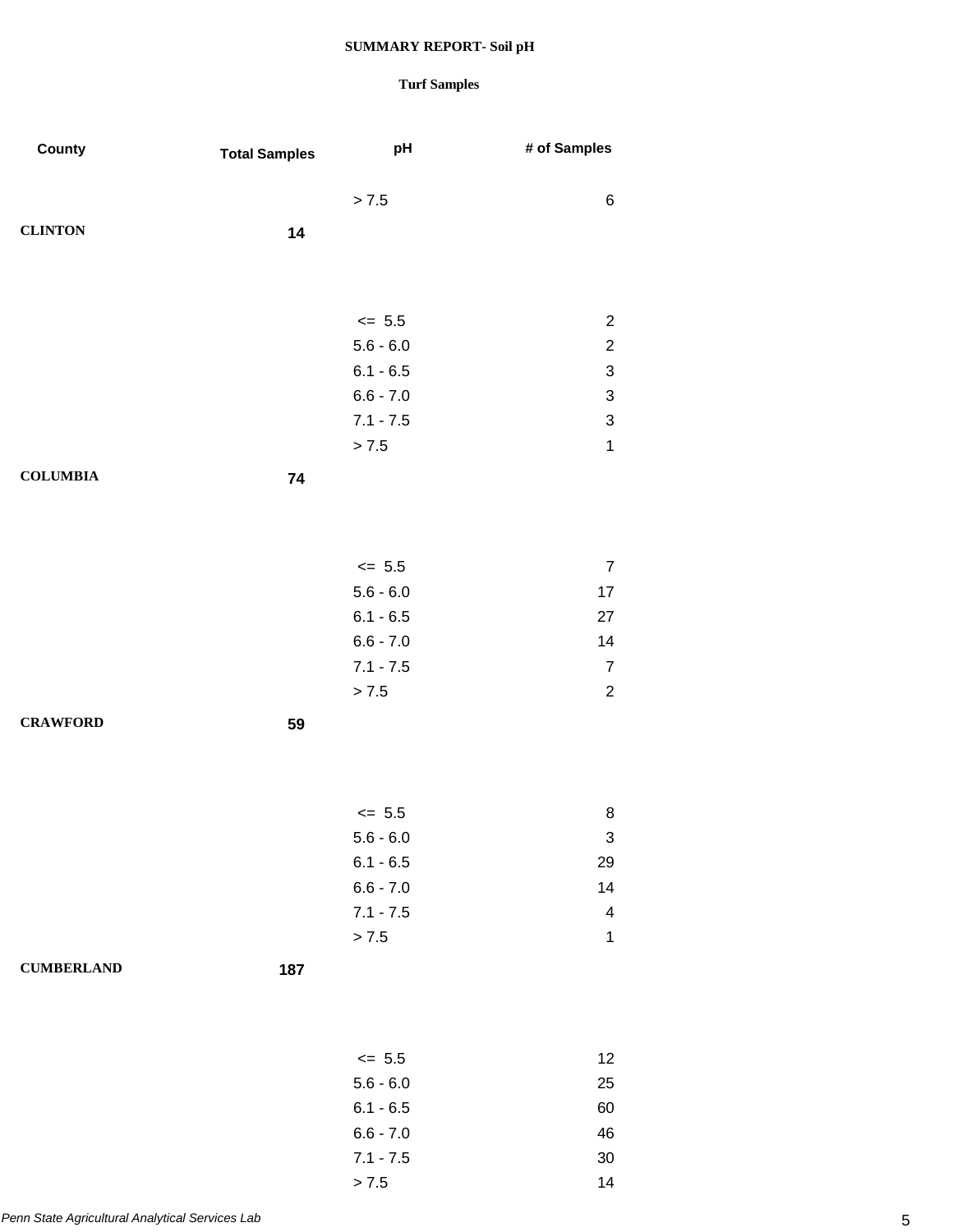**SUMMARY REPORT- Soil pH**

**Turf Samples**

| County | Total Samples | pH | # of Samples |
|---|---|---|---|
| | | > 7.5 | 6 |
| **CLINTON** | **14** | | |
| | | <= 5.5 | 2 |
| | | 5.6 - 6.0 | 2 |
| | | 6.1 - 6.5 | 3 |
| | | 6.6 - 7.0 | 3 |
| | | 7.1 - 7.5 | 3 |
| | | > 7.5 | 1 |
| **COLUMBIA** | **74** | | |
| | | <= 5.5 | 7 |
| | | 5.6 - 6.0 | 17 |
| | | 6.1 - 6.5 | 27 |
| | | 6.6 - 7.0 | 14 |
| | | 7.1 - 7.5 | 7 |
| | | > 7.5 | 2 |
| **CRAWFORD** | **59** | | |
| | | <= 5.5 | 8 |
| | | 5.6 - 6.0 | 3 |
| | | 6.1 - 6.5 | 29 |
| | | 6.6 - 7.0 | 14 |
| | | 7.1 - 7.5 | 4 |
| | | > 7.5 | 1 |
| **CUMBERLAND** | **187** | | |
| | | <= 5.5 | 12 |
| | | 5.6 - 6.0 | 25 |
| | | 6.1 - 6.5 | 60 |
| | | 6.6 - 7.0 | 46 |
| | | 7.1 - 7.5 | 30 |
| | | > 7.5 | 14 |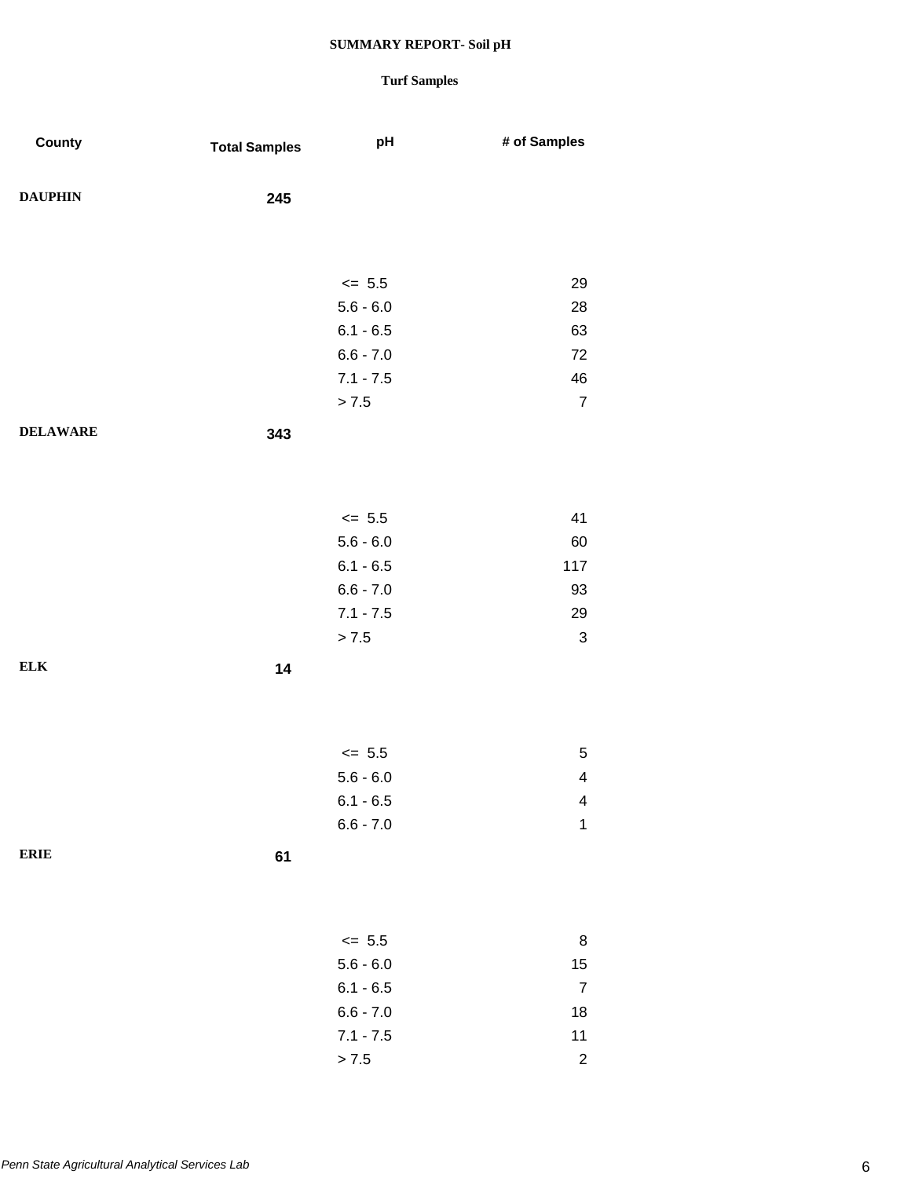# SUMMARY REPORT- Soil pH

## Turf Samples

| County | Total Samples | pH | # of Samples |
|---|---|---|---|
| DAUPHIN | 245 | | |
| | | <= 5.5 | 29 |
| | | 5.6 - 6.0 | 28 |
| | | 6.1 - 6.5 | 63 |
| | | 6.6 - 7.0 | 72 |
| | | 7.1 - 7.5 | 46 |
| | | > 7.5 | 7 |
| DELAWARE | 343 | | |
| | | <= 5.5 | 41 |
| | | 5.6 - 6.0 | 60 |
| | | 6.1 - 6.5 | 117 |
| | | 6.6 - 7.0 | 93 |
| | | 7.1 - 7.5 | 29 |
| | | > 7.5 | 3 |
| ELK | 14 | | |
| | | <= 5.5 | 5 |
| | | 5.6 - 6.0 | 4 |
| | | 6.1 - 6.5 | 4 |
| | | 6.6 - 7.0 | 1 |
| ERIE | 61 | | |
| | | <= 5.5 | 8 |
| | | 5.6 - 6.0 | 15 |
| | | 6.1 - 6.5 | 7 |
| | | 6.6 - 7.0 | 18 |
| | | 7.1 - 7.5 | 11 |
| | | > 7.5 | 2 |

*Penn State Agricultural Analytical Services Lab*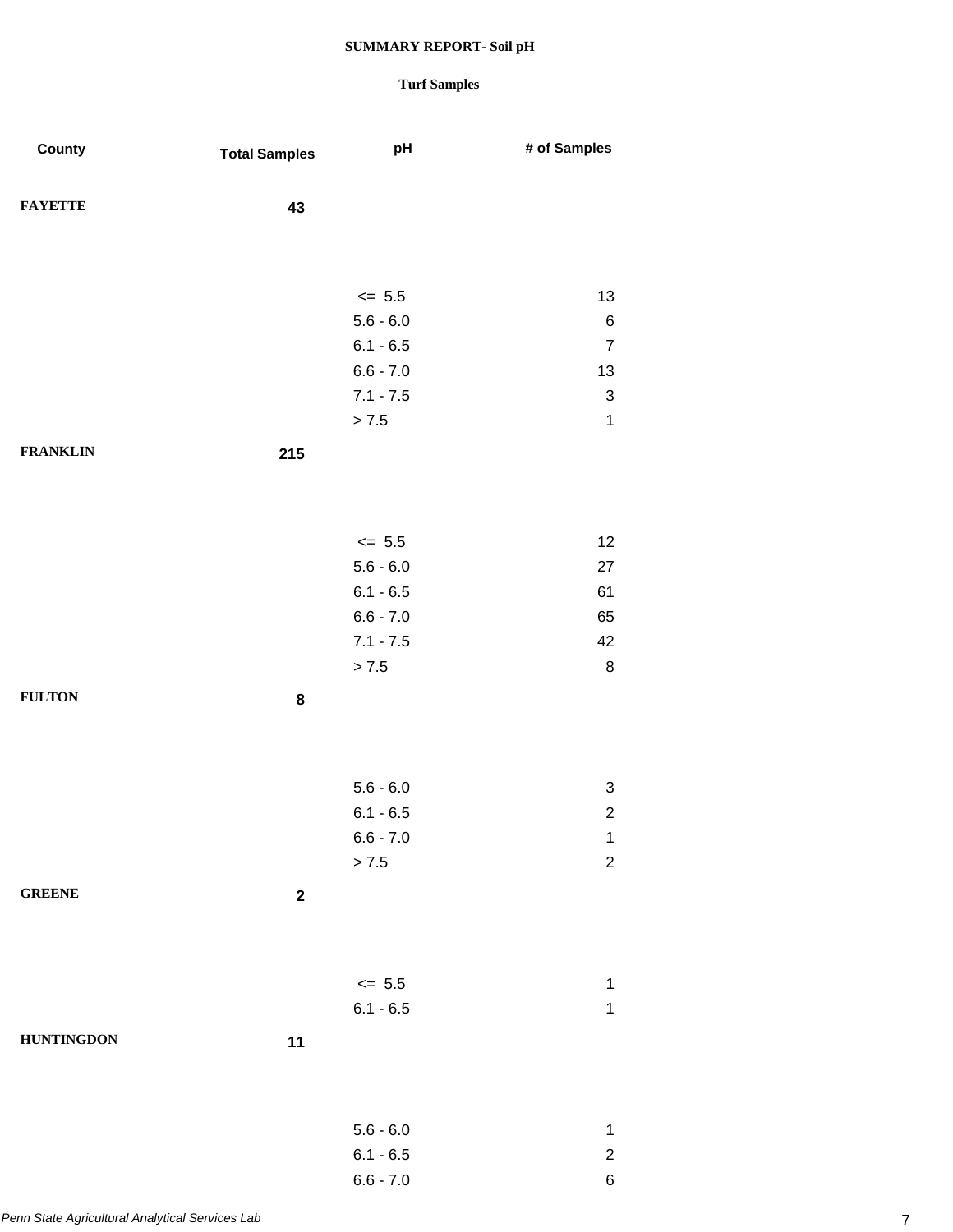**SUMMARY REPORT- Soil pH**

**Turf Samples**

| County | Total Samples | pH | # of Samples |
|---|---|---|---|
| **FAYETTE** | **43** | | |
| | | <= 5.5 | 13 |
| | | 5.6 - 6.0 | 6 |
| | | 6.1 - 6.5 | 7 |
| | | 6.6 - 7.0 | 13 |
| | | 7.1 - 7.5 | 3 |
| | | > 7.5 | 1 |
| **FRANKLIN** | **215** | | |
| | | <= 5.5 | 12 |
| | | 5.6 - 6.0 | 27 |
| | | 6.1 - 6.5 | 61 |
| | | 6.6 - 7.0 | 65 |
| | | 7.1 - 7.5 | 42 |
| | | > 7.5 | 8 |
| **FULTON** | **8** | | |
| | | 5.6 - 6.0 | 3 |
| | | 6.1 - 6.5 | 2 |
| | | 6.6 - 7.0 | 1 |
| | | > 7.5 | 2 |
| **GREENE** | **2** | | |
| | | <= 5.5 | 1 |
| | | 6.1 - 6.5 | 1 |
| **HUNTINGDON** | **11** | | |
| | | 5.6 - 6.0 | 1 |
| | | 6.1 - 6.5 | 2 |
| | | 6.6 - 7.0 | 6 |

*Penn State Agricultural Analytical Services Lab*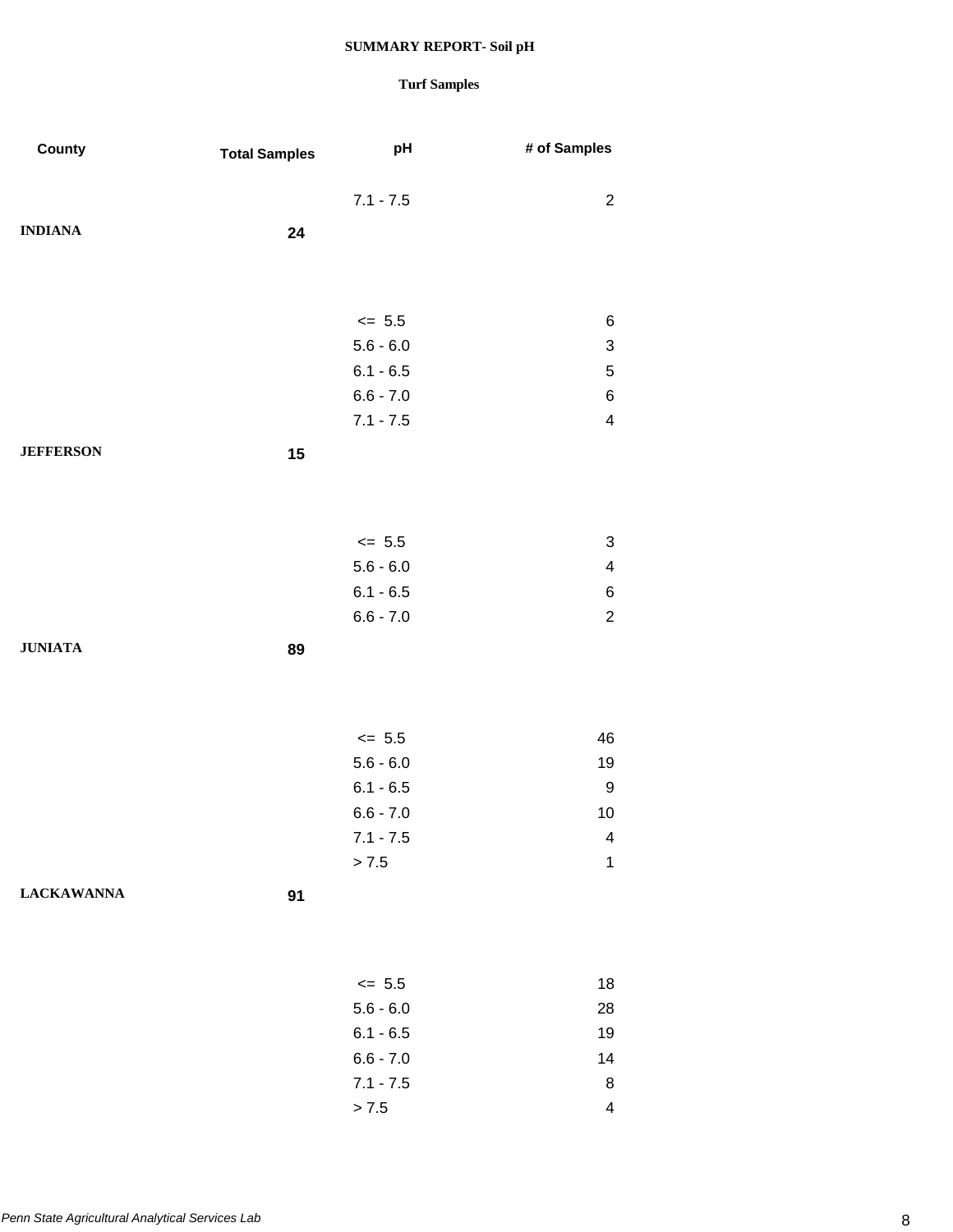**SUMMARY REPORT- Soil pH**

**Turf Samples**

| County | Total Samples | pH | # of Samples |
|---|---|---|---|
| | | 7.1 - 7.5 | 2 |
| **INDIANA** | **24** | | |
| | | <= 5.5 | 6 |
| | | 5.6 - 6.0 | 3 |
| | | 6.1 - 6.5 | 5 |
| | | 6.6 - 7.0 | 6 |
| | | 7.1 - 7.5 | 4 |
| **JEFFERSON** | **15** | | |
| | | <= 5.5 | 3 |
| | | 5.6 - 6.0 | 4 |
| | | 6.1 - 6.5 | 6 |
| | | 6.6 - 7.0 | 2 |
| **JUNIATA** | **89** | | |
| | | <= 5.5 | 46 |
| | | 5.6 - 6.0 | 19 |
| | | 6.1 - 6.5 | 9 |
| | | 6.6 - 7.0 | 10 |
| | | 7.1 - 7.5 | 4 |
| | | > 7.5 | 1 |
| **LACKAWANNA** | **91** | | |
| | | <= 5.5 | 18 |
| | | 5.6 - 6.0 | 28 |
| | | 6.1 - 6.5 | 19 |
| | | 6.6 - 7.0 | 14 |
| | | 7.1 - 7.5 | 8 |
| | | > 7.5 | 4 |

*Penn State Agricultural Analytical Services Lab*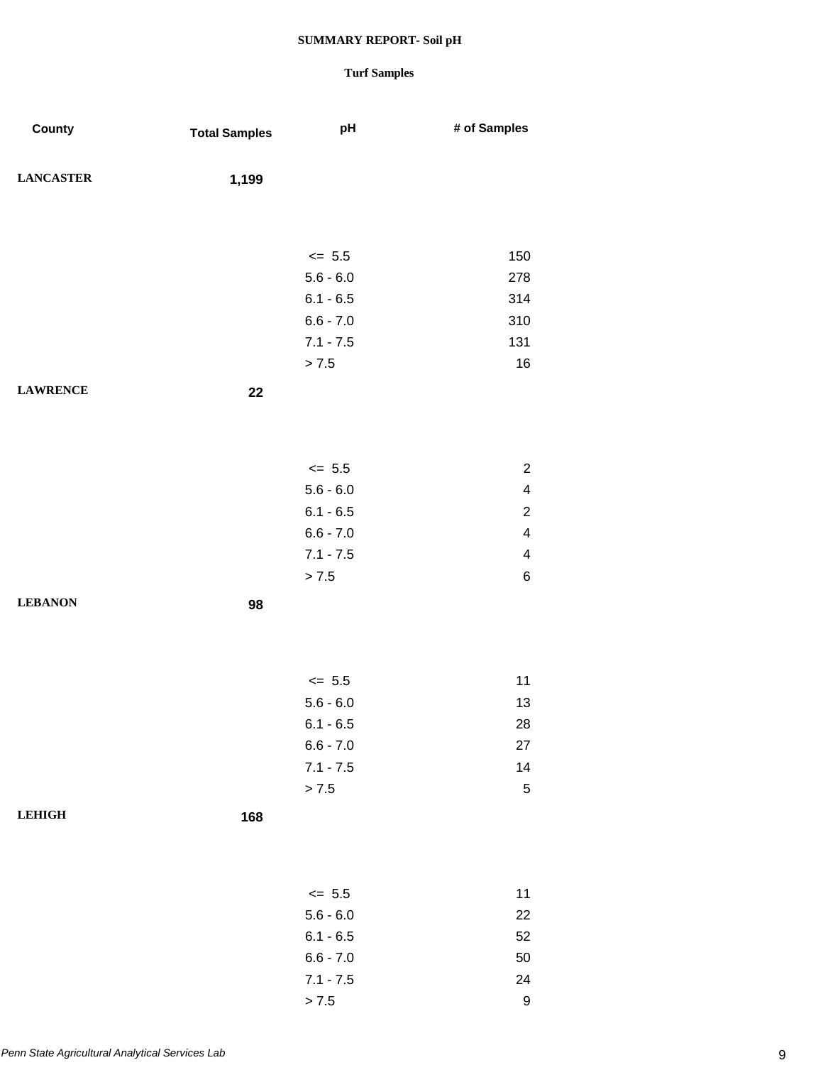**SUMMARY REPORT- Soil pH**

**Turf Samples**

| County | Total Samples | pH | # of Samples |
|---|---|---|---|
| **LANCASTER** | **1,199** | | |
| | | <= 5.5 | 150 |
| | | 5.6 - 6.0 | 278 |
| | | 6.1 - 6.5 | 314 |
| | | 6.6 - 7.0 | 310 |
| | | 7.1 - 7.5 | 131 |
| | | > 7.5 | 16 |
| **LAWRENCE** | **22** | | |
| | | <= 5.5 | 2 |
| | | 5.6 - 6.0 | 4 |
| | | 6.1 - 6.5 | 2 |
| | | 6.6 - 7.0 | 4 |
| | | 7.1 - 7.5 | 4 |
| | | > 7.5 | 6 |
| **LEBANON** | **98** | | |
| | | <= 5.5 | 11 |
| | | 5.6 - 6.0 | 13 |
| | | 6.1 - 6.5 | 28 |
| | | 6.6 - 7.0 | 27 |
| | | 7.1 - 7.5 | 14 |
| | | > 7.5 | 5 |
| **LEHIGH** | **168** | | |
| | | <= 5.5 | 11 |
| | | 5.6 - 6.0 | 22 |
| | | 6.1 - 6.5 | 52 |
| | | 6.6 - 7.0 | 50 |
| | | 7.1 - 7.5 | 24 |
| | | > 7.5 | 9 |

*Penn State Agricultural Analytical Services Lab*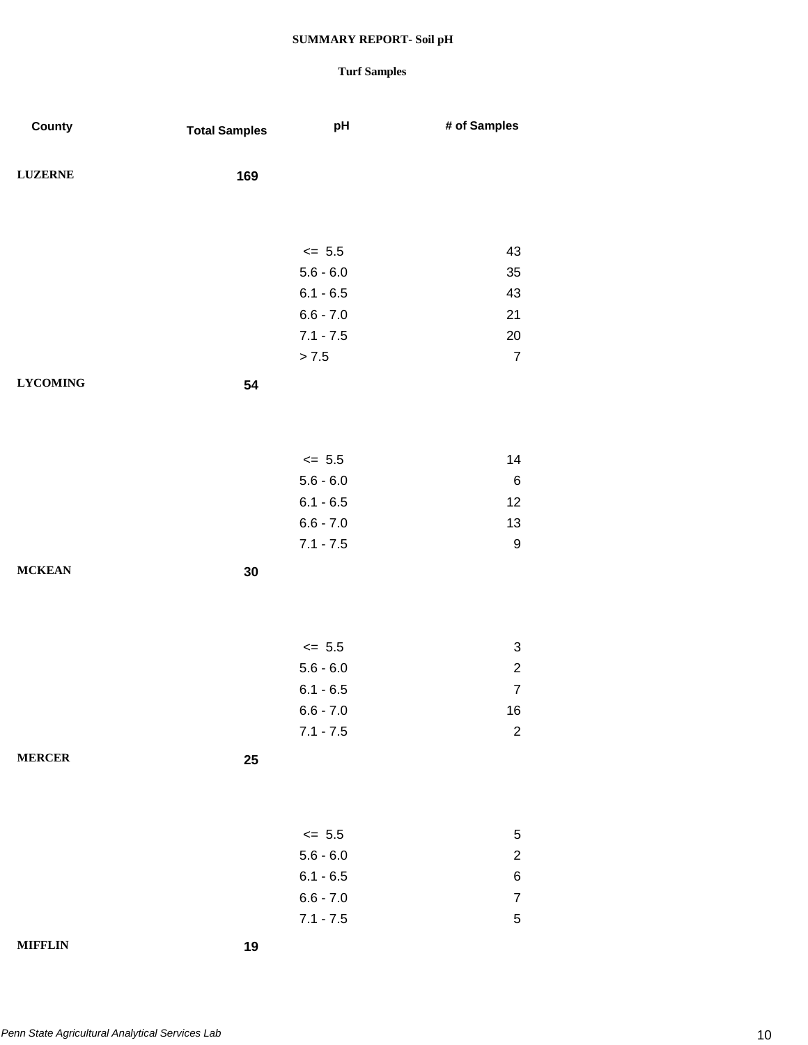**SUMMARY REPORT- Soil pH**

**Turf Samples**

| County | Total Samples | pH | # of Samples |
|---|---|---|---|
| **LUZERNE** | **169** | | |
| | | <= 5.5 | 43 |
| | | 5.6 - 6.0 | 35 |
| | | 6.1 - 6.5 | 43 |
| | | 6.6 - 7.0 | 21 |
| | | 7.1 - 7.5 | 20 |
| | | > 7.5 | 7 |
| **LYCOMING** | **54** | | |
| | | <= 5.5 | 14 |
| | | 5.6 - 6.0 | 6 |
| | | 6.1 - 6.5 | 12 |
| | | 6.6 - 7.0 | 13 |
| | | 7.1 - 7.5 | 9 |
| **MCKEAN** | **30** | | |
| | | <= 5.5 | 3 |
| | | 5.6 - 6.0 | 2 |
| | | 6.1 - 6.5 | 7 |
| | | 6.6 - 7.0 | 16 |
| | | 7.1 - 7.5 | 2 |
| **MERCER** | **25** | | |
| | | <= 5.5 | 5 |
| | | 5.6 - 6.0 | 2 |
| | | 6.1 - 6.5 | 6 |
| | | 6.6 - 7.0 | 7 |
| | | 7.1 - 7.5 | 5 |
| **MIFFLIN** | **19** | | |

*Penn State Agricultural Analytical Services Lab*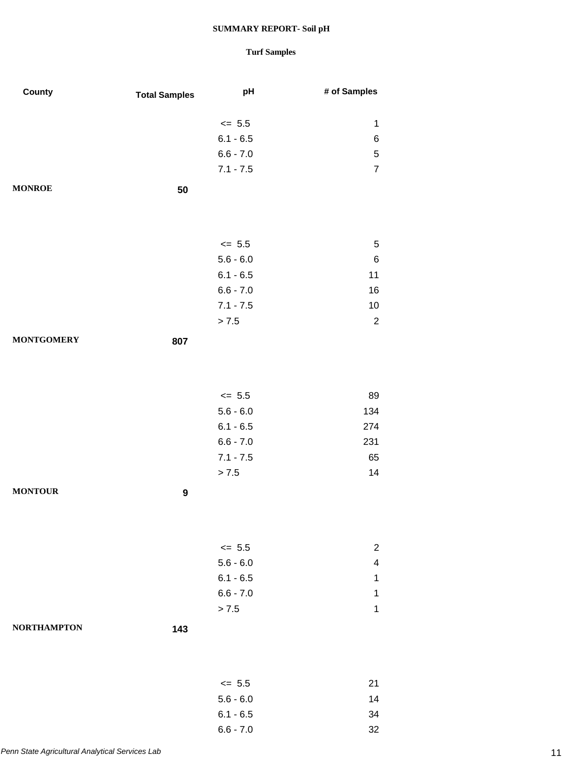**SUMMARY REPORT- Soil pH**

**Turf Samples**

| County | Total Samples | pH | # of Samples |
|---|---|---|---|
| | | <= 5.5 | 1 |
| | | 6.1 - 6.5 | 6 |
| | | 6.6 - 7.0 | 5 |
| | | 7.1 - 7.5 | 7 |
| **MONROE** | **50** | | |
| | | <= 5.5 | 5 |
| | | 5.6 - 6.0 | 6 |
| | | 6.1 - 6.5 | 11 |
| | | 6.6 - 7.0 | 16 |
| | | 7.1 - 7.5 | 10 |
| | | > 7.5 | 2 |
| **MONTGOMERY** | **807** | | |
| | | <= 5.5 | 89 |
| | | 5.6 - 6.0 | 134 |
| | | 6.1 - 6.5 | 274 |
| | | 6.6 - 7.0 | 231 |
| | | 7.1 - 7.5 | 65 |
| | | > 7.5 | 14 |
| **MONTOUR** | **9** | | |
| | | <= 5.5 | 2 |
| | | 5.6 - 6.0 | 4 |
| | | 6.1 - 6.5 | 1 |
| | | 6.6 - 7.0 | 1 |
| | | > 7.5 | 1 |
| **NORTHAMPTON** | **143** | | |
| | | <= 5.5 | 21 |
| | | 5.6 - 6.0 | 14 |
| | | 6.1 - 6.5 | 34 |
| | | 6.6 - 7.0 | 32 |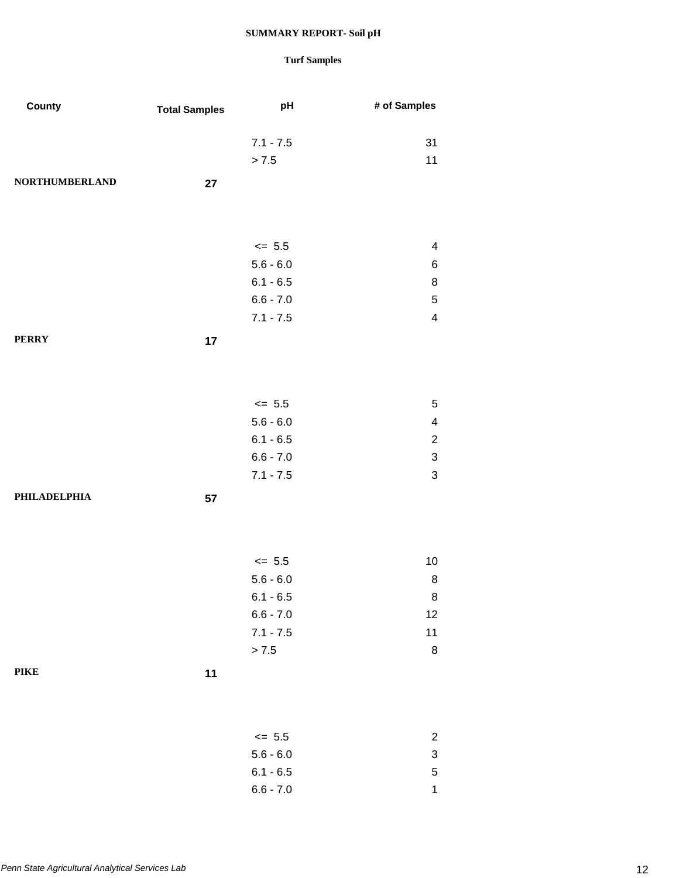**SUMMARY REPORT- Soil pH**

**Turf Samples**

| County | Total Samples | pH | # of Samples |
|---|---|---|---|
| | | 7.1 - 7.5 | 31 |
| | | > 7.5 | 11 |
| **NORTHUMBERLAND** | **27** | | |
| | | <= 5.5 | 4 |
| | | 5.6 - 6.0 | 6 |
| | | 6.1 - 6.5 | 8 |
| | | 6.6 - 7.0 | 5 |
| | | 7.1 - 7.5 | 4 |
| **PERRY** | **17** | | |
| | | <= 5.5 | 5 |
| | | 5.6 - 6.0 | 4 |
| | | 6.1 - 6.5 | 2 |
| | | 6.6 - 7.0 | 3 |
| | | 7.1 - 7.5 | 3 |
| **PHILADELPHIA** | **57** | | |
| | | <= 5.5 | 10 |
| | | 5.6 - 6.0 | 8 |
| | | 6.1 - 6.5 | 8 |
| | | 6.6 - 7.0 | 12 |
| | | 7.1 - 7.5 | 11 |
| | | > 7.5 | 8 |
| **PIKE** | **11** | | |
| | | <= 5.5 | 2 |
| | | 5.6 - 6.0 | 3 |
| | | 6.1 - 6.5 | 5 |
| | | 6.6 - 7.0 | 1 |

*Penn State Agricultural Analytical Services Lab*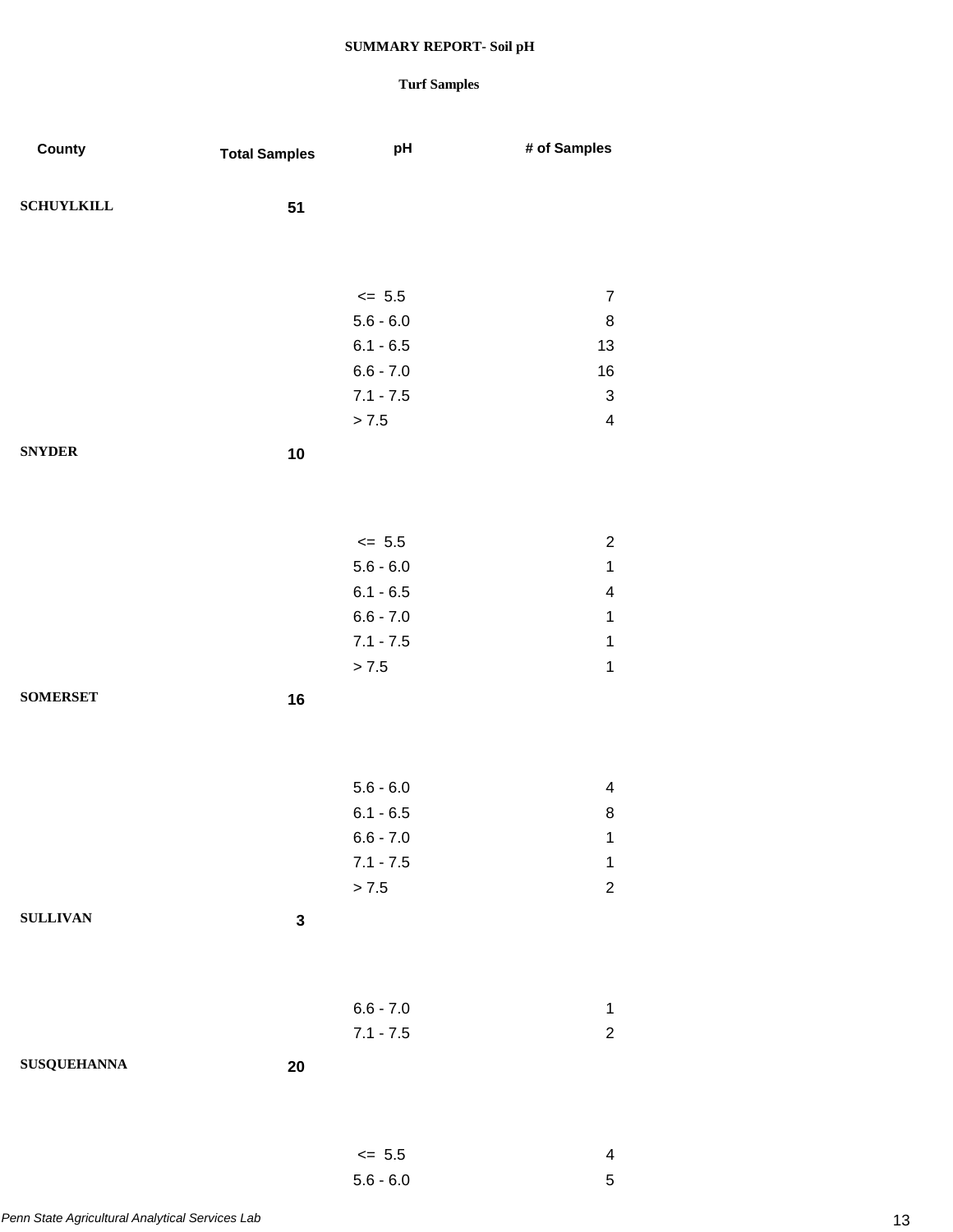**SUMMARY REPORT- Soil pH**

**Turf Samples**

| County | Total Samples | pH | # of Samples |
|---|---|---|---|
| **SCHUYLKILL** | **51** | | |
| | | <= 5.5 | 7 |
| | | 5.6 - 6.0 | 8 |
| | | 6.1 - 6.5 | 13 |
| | | 6.6 - 7.0 | 16 |
| | | 7.1 - 7.5 | 3 |
| | | > 7.5 | 4 |
| **SNYDER** | **10** | | |
| | | <= 5.5 | 2 |
| | | 5.6 - 6.0 | 1 |
| | | 6.1 - 6.5 | 4 |
| | | 6.6 - 7.0 | 1 |
| | | 7.1 - 7.5 | 1 |
| | | > 7.5 | 1 |
| **SOMERSET** | **16** | | |
| | | 5.6 - 6.0 | 4 |
| | | 6.1 - 6.5 | 8 |
| | | 6.6 - 7.0 | 1 |
| | | 7.1 - 7.5 | 1 |
| | | > 7.5 | 2 |
| **SULLIVAN** | **3** | | |
| | | 6.6 - 7.0 | 1 |
| | | 7.1 - 7.5 | 2 |
| **SUSQUEHANNA** | **20** | | |
| | | <= 5.5 | 4 |
| | | 5.6 - 6.0 | 5 |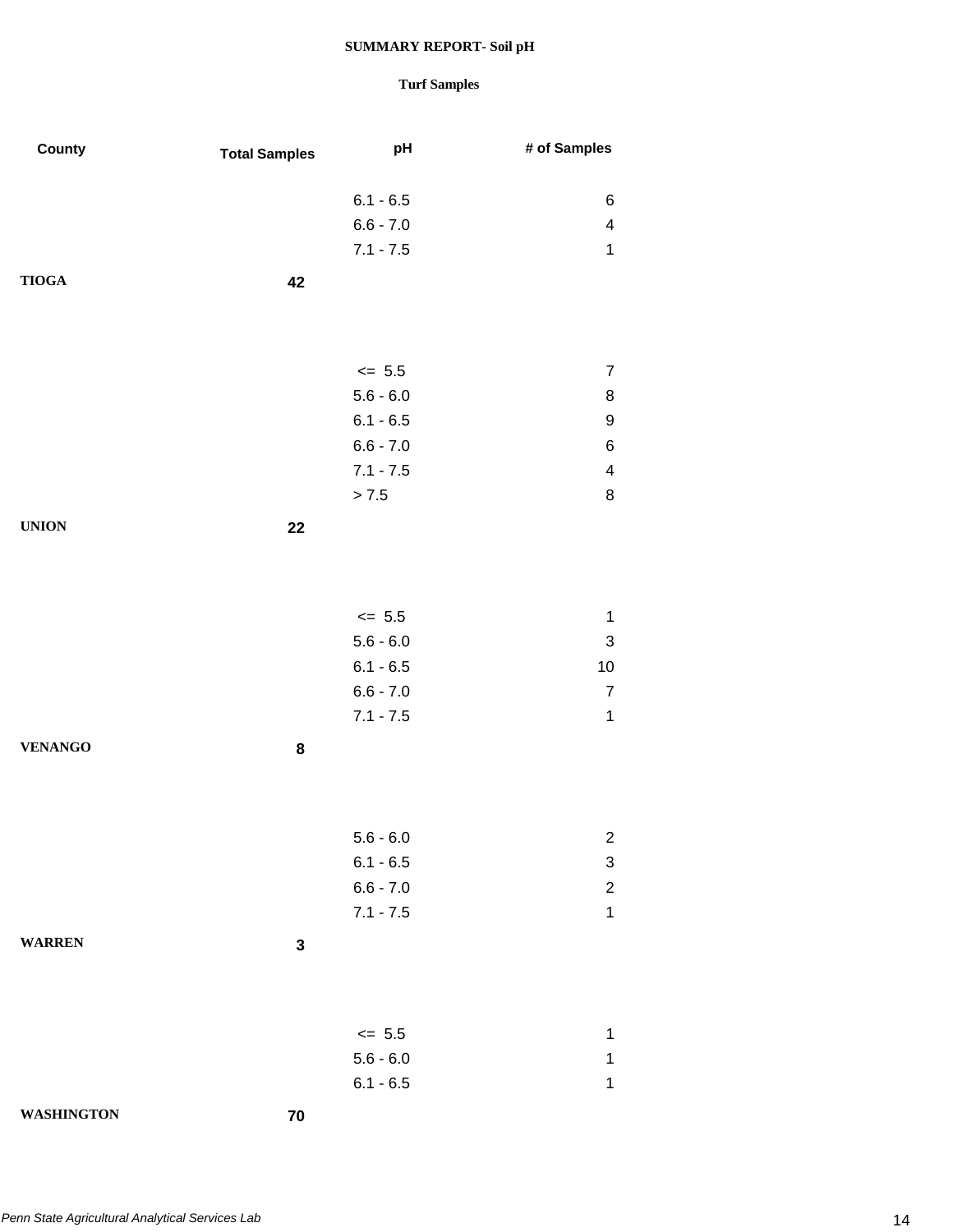**SUMMARY REPORT- Soil pH**

**Turf Samples**

| County | Total Samples | pH | # of Samples |
|---|---|---|---|
| | | 6.1 - 6.5 | 6 |
| | | 6.6 - 7.0 | 4 |
| | | 7.1 - 7.5 | 1 |
| **TIOGA** | **42** | | |
| | | <= 5.5 | 7 |
| | | 5.6 - 6.0 | 8 |
| | | 6.1 - 6.5 | 9 |
| | | 6.6 - 7.0 | 6 |
| | | 7.1 - 7.5 | 4 |
| | | > 7.5 | 8 |
| **UNION** | **22** | | |
| | | <= 5.5 | 1 |
| | | 5.6 - 6.0 | 3 |
| | | 6.1 - 6.5 | 10 |
| | | 6.6 - 7.0 | 7 |
| | | 7.1 - 7.5 | 1 |
| **VENANGO** | **8** | | |
| | | 5.6 - 6.0 | 2 |
| | | 6.1 - 6.5 | 3 |
| | | 6.6 - 7.0 | 2 |
| | | 7.1 - 7.5 | 1 |
| **WARREN** | **3** | | |
| | | <= 5.5 | 1 |
| | | 5.6 - 6.0 | 1 |
| | | 6.1 - 6.5 | 1 |
| **WASHINGTON** | **70** | | |

*Penn State Agricultural Analytical Services Lab*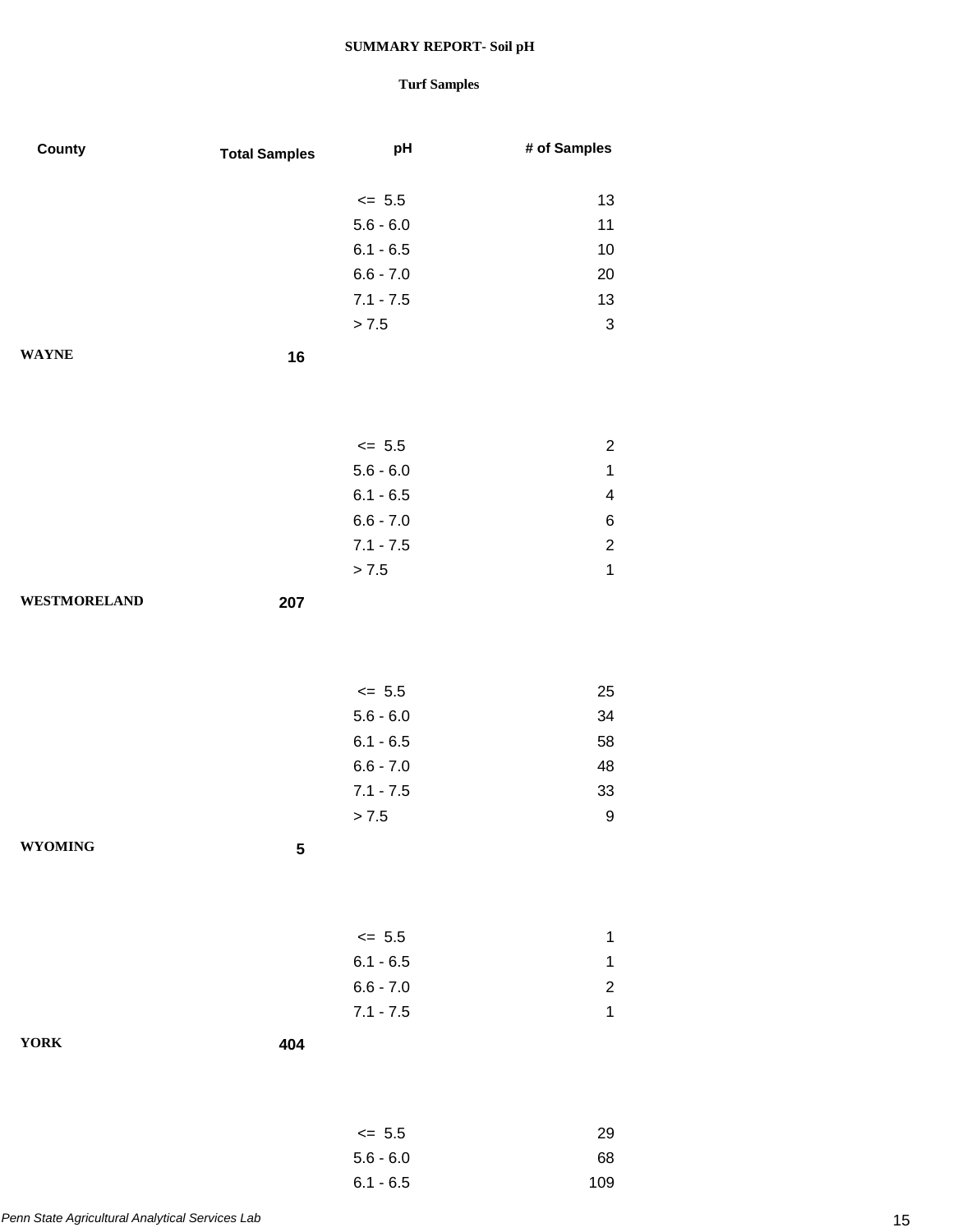**SUMMARY REPORT- Soil pH**

**Turf Samples**

| County | Total Samples | pH | # of Samples |
|---|---|---|---|
| | | <= 5.5 | 13 |
| | | 5.6 - 6.0 | 11 |
| | | 6.1 - 6.5 | 10 |
| | | 6.6 - 7.0 | 20 |
| | | 7.1 - 7.5 | 13 |
| | | > 7.5 | 3 |
| **WAYNE** | **16** | | |
| | | <= 5.5 | 2 |
| | | 5.6 - 6.0 | 1 |
| | | 6.1 - 6.5 | 4 |
| | | 6.6 - 7.0 | 6 |
| | | 7.1 - 7.5 | 2 |
| | | > 7.5 | 1 |
| **WESTMORELAND** | **207** | | |
| | | <= 5.5 | 25 |
| | | 5.6 - 6.0 | 34 |
| | | 6.1 - 6.5 | 58 |
| | | 6.6 - 7.0 | 48 |
| | | 7.1 - 7.5 | 33 |
| | | > 7.5 | 9 |
| **WYOMING** | **5** | | |
| | | <= 5.5 | 1 |
| | | 6.1 - 6.5 | 1 |
| | | 6.6 - 7.0 | 2 |
| | | 7.1 - 7.5 | 1 |
| **YORK** | **404** | | |
| | | <= 5.5 | 29 |
| | | 5.6 - 6.0 | 68 |
| | | 6.1 - 6.5 | 109 |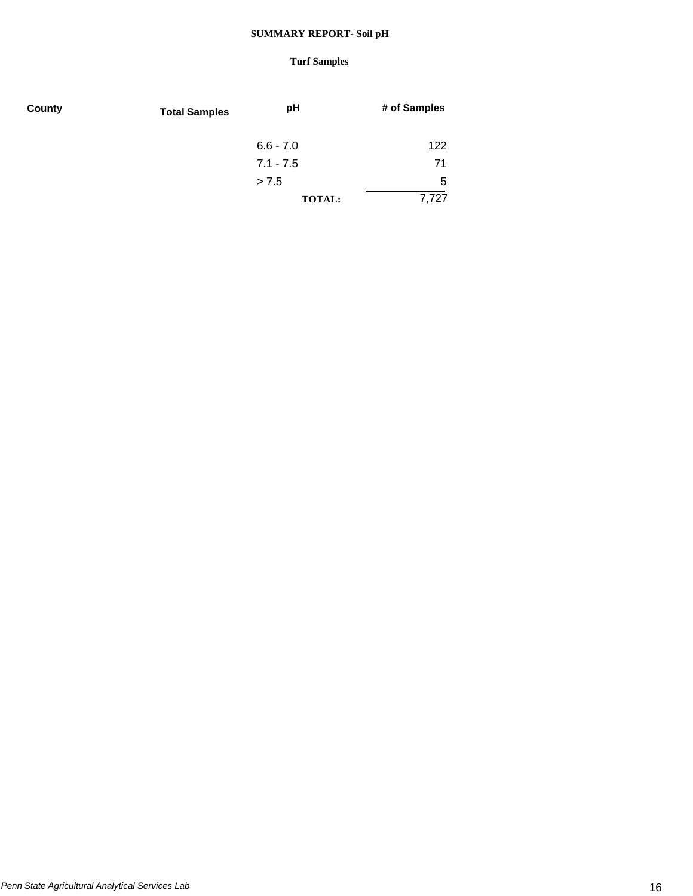**SUMMARY REPORT- Soil pH**

**Turf Samples**

| County | Total Samples | pH | # of Samples |
| --- | --- | --- | --- |
| | | 6.6 - 7.0 | 122 |
| | | 7.1 - 7.5 | 71 |
| | | > 7.5 | 5 |
| | | **TOTAL:** | 7,727 |

*Penn State Agricultural Analytical Services Lab*